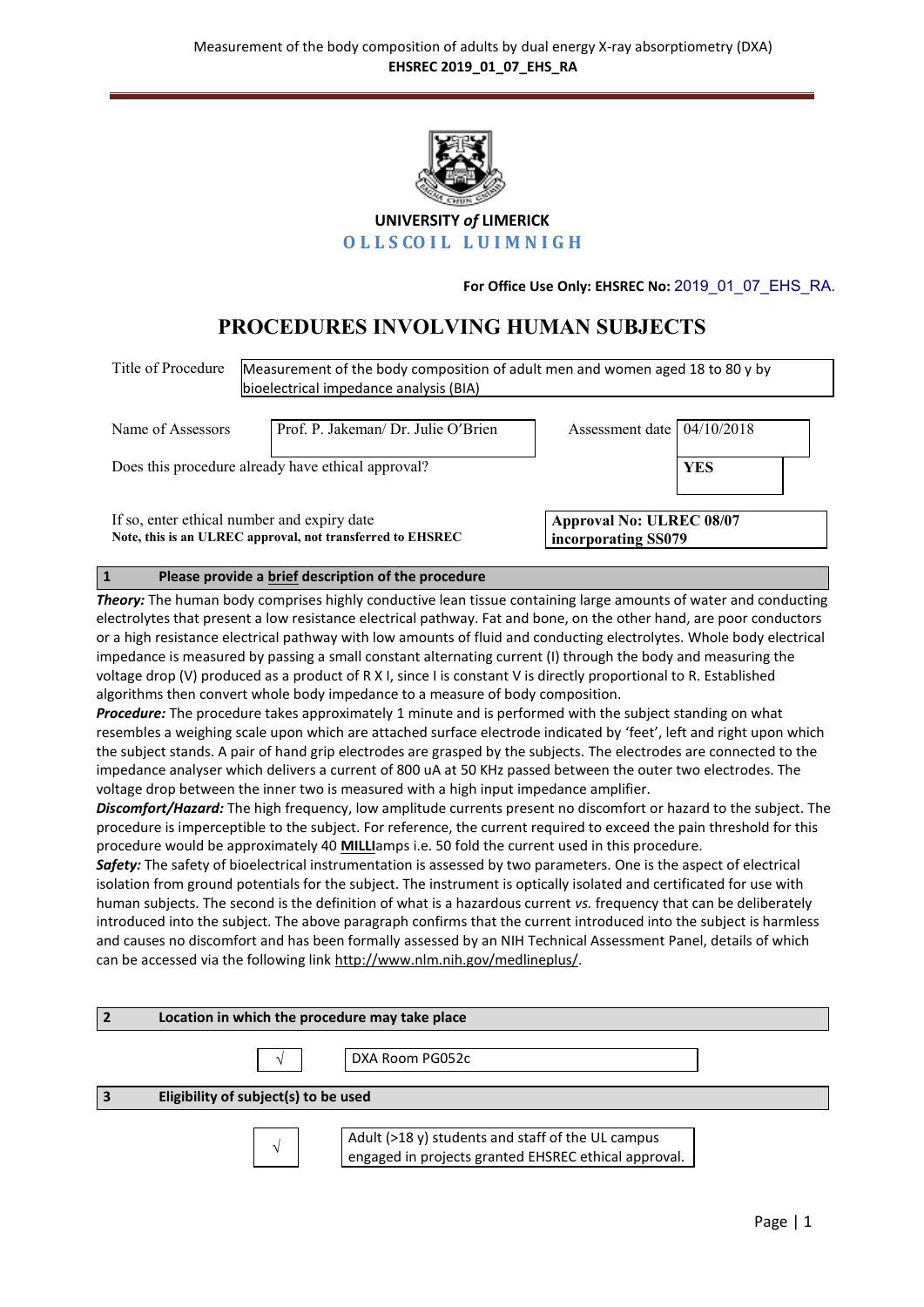UNIVERSITY *of* LIMERICK

OLLSCOIL LUIMNIGH

**For Office Use Only: EHSREC No:** 2019_01_07_EHS_RA.

# PROCEDURES INVOLVING HUMAN SUBJECTS

| | |
|---|---|
| Title of Procedure | Measurement of the body composition of adult men and women aged 18 to 80 y by bioelectrical impedance analysis (BIA) |

| | | | |
|---|---|---|---|
| Name of Assessors | Prof. P. Jakeman/ Dr. Julie O'Brien | Assessment date | 04/10/2018 |
| Does this procedure already have ethical approval? | | | **YES** |
| If so, enter ethical number and expiry date<br>**Note, this is an ULREC approval, not transferred to EHSREC** | | **Approval No: ULREC 08/07 incorporating SS079** | |

## 1 Please provide a **brief** description of the procedure

***Theory:*** The human body comprises highly conductive lean tissue containing large amounts of water and conducting electrolytes that present a low resistance electrical pathway. Fat and bone, on the other hand, are poor conductors or a high resistance electrical pathway with low amounts of fluid and conducting electrolytes. Whole body electrical impedance is measured by passing a small constant alternating current (I) through the body and measuring the voltage drop (V) produced as a product of R X I, since I is constant V is directly proportional to R. Established algorithms then convert whole body impedance to a measure of body composition.

***Procedure:*** The procedure takes approximately 1 minute and is performed with the subject standing on what resembles a weighing scale upon which are attached surface electrode indicated by 'feet', left and right upon which the subject stands. A pair of hand grip electrodes are grasped by the subjects. The electrodes are connected to the impedance analyser which delivers a current of 800 uA at 50 KHz passed between the outer two electrodes. The voltage drop between the inner two is measured with a high input impedance amplifier.

***Discomfort/Hazard:*** The high frequency, low amplitude currents present no discomfort or hazard to the subject. The procedure is imperceptible to the subject. For reference, the current required to exceed the pain threshold for this procedure would be approximately 40 **MILLI**amps i.e. 50 fold the current used in this procedure.

***Safety:*** The safety of bioelectrical instrumentation is assessed by two parameters. One is the aspect of electrical isolation from ground potentials for the subject. The instrument is optically isolated and certificated for use with human subjects. The second is the definition of what is a hazardous current *vs.* frequency that can be deliberately introduced into the subject. The above paragraph confirms that the current introduced into the subject is harmless and causes no discomfort and has been formally assessed by an NIH Technical Assessment Panel, details of which can be accessed via the following link http://www.nlm.nih.gov/medlineplus/.

## 2 Location in which the procedure may take place

| | |
|---|---|
| √ | DXA Room PG052c |

## 3 Eligibility of subject(s) to be used

| | |
|---|---|
| √ | Adult (>18 y) students and staff of the UL campus engaged in projects granted EHSREC ethical approval. |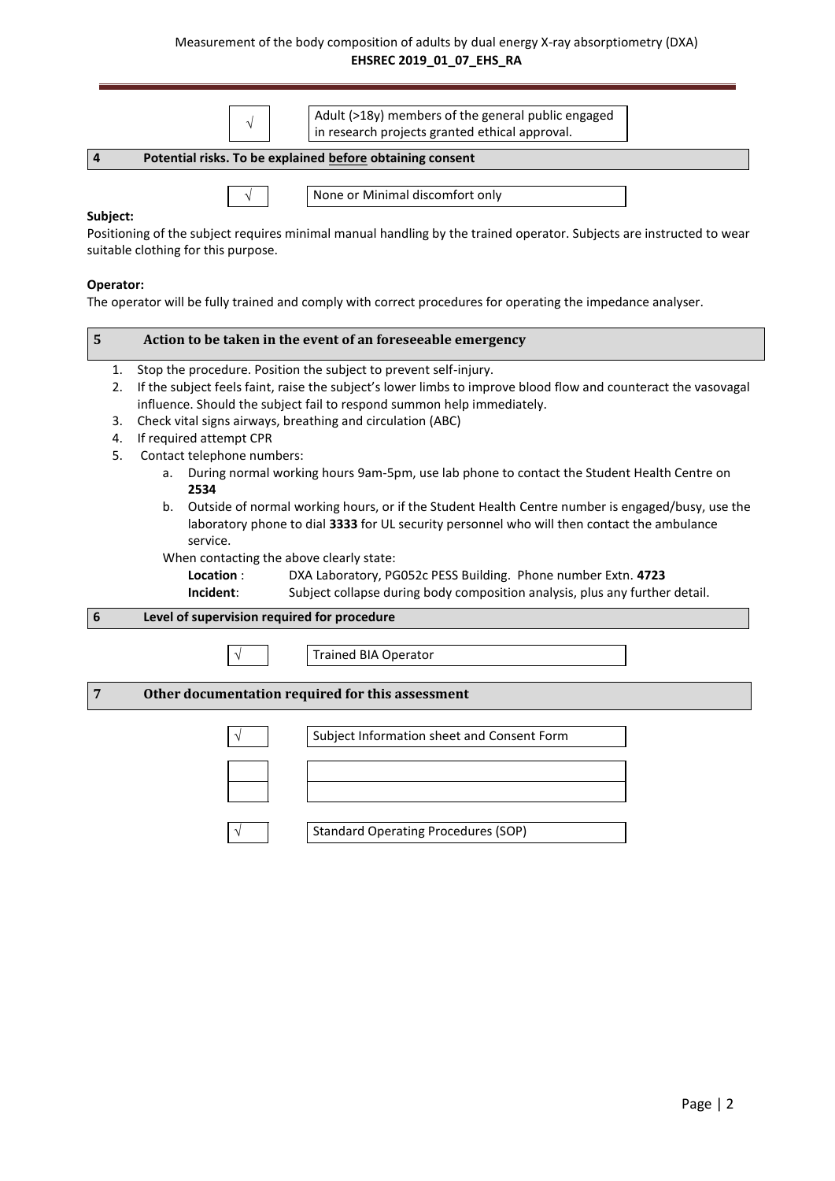| √ | Adult (>18y) members of the general public engaged in research projects granted ethical approval. |
|---|---|

## 4 Potential risks. To be explained before obtaining consent

| √ | None or Minimal discomfort only |
|---|---|

**Subject:**

Positioning of the subject requires minimal manual handling by the trained operator. Subjects are instructed to wear suitable clothing for this purpose.

**Operator:**

The operator will be fully trained and comply with correct procedures for operating the impedance analyser.

## 5 Action to be taken in the event of an foreseeable emergency

1. Stop the procedure. Position the subject to prevent self-injury.
2. If the subject feels faint, raise the subject's lower limbs to improve blood flow and counteract the vasovagal influence. Should the subject fail to respond summon help immediately.
3. Check vital signs airways, breathing and circulation (ABC)
4. If required attempt CPR
5. Contact telephone numbers:
   a. During normal working hours 9am-5pm, use lab phone to contact the Student Health Centre on **2534**
   b. Outside of normal working hours, or if the Student Health Centre number is engaged/busy, use the laboratory phone to dial **3333** for UL security personnel who will then contact the ambulance service.

   When contacting the above clearly state:

   **Location** : DXA Laboratory, PG052c PESS Building. Phone number Extn. **4723**

   **Incident**: Subject collapse during body composition analysis, plus any further detail.

## 6 Level of supervision required for procedure

| √ | Trained BIA Operator |
|---|---|

## 7 Other documentation required for this assessment

| | |
|---|---|
| √ | Subject Information sheet and Consent Form |
| | |
| | |
| √ | Standard Operating Procedures (SOP) |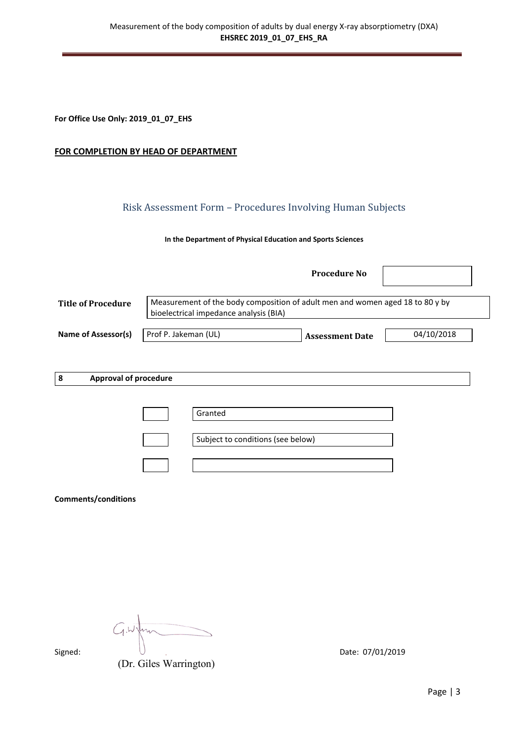**For Office Use Only: 2019_01_07_EHS**

**FOR COMPLETION BY HEAD OF DEPARTMENT**

## Risk Assessment Form – Procedures Involving Human Subjects

**In the Department of Physical Education and Sports Sciences**

| | | | |
|---|---|---|---|
| | | **Procedure No** | |
| **Title of Procedure** | Measurement of the body composition of adult men and women aged 18 to 80 y by bioelectrical impedance analysis (BIA) | | |
| **Name of Assessor(s)** | Prof P. Jakeman (UL) | **Assessment Date** | 04/10/2018 |

**8 Approval of procedure**

| | |
|---|---|
| | Granted |
| | Subject to conditions (see below) |
| | |

**Comments/conditions**

Signed:

(Dr. Giles Warrington)

Date: 07/01/2019